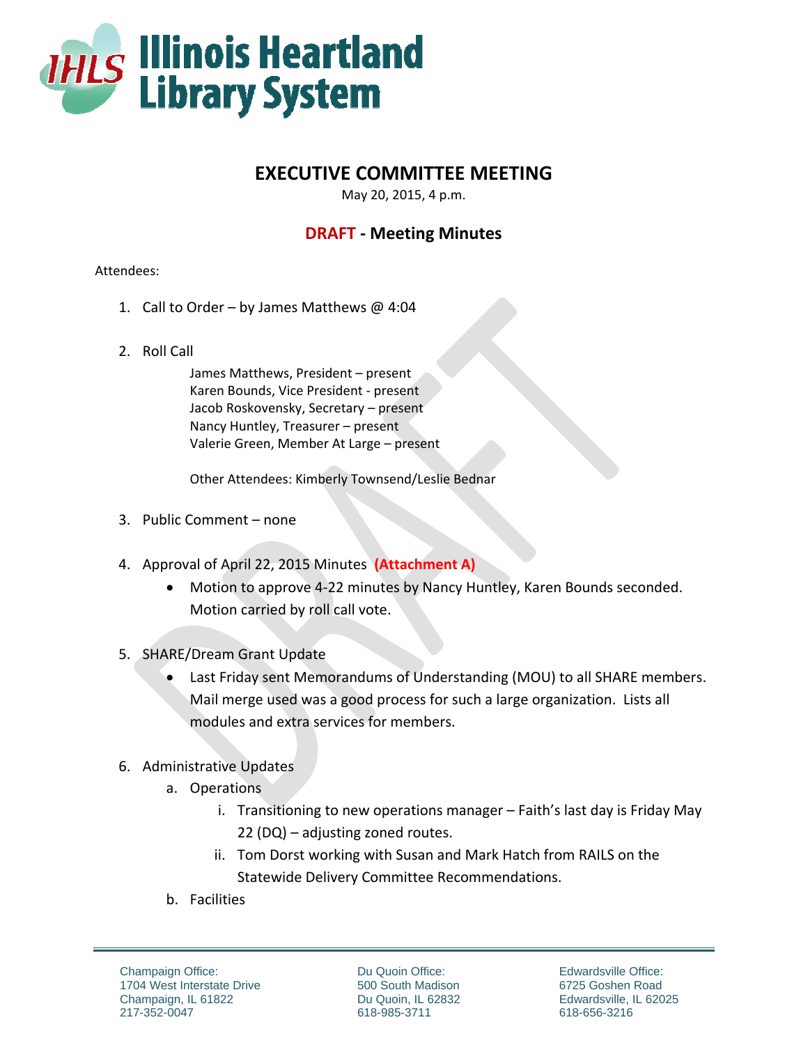# Illinois Heartland Library System

## EXECUTIVE COMMITTEE MEETING

May 20, 2015, 4 p.m.

## DRAFT - Meeting Minutes

Attendees:

1. Call to Order – by James Matthews @ 4:04

2. Roll Call

   James Matthews, President – present
   Karen Bounds, Vice President - present
   Jacob Roskovensky, Secretary – present
   Nancy Huntley, Treasurer – present
   Valerie Green, Member At Large – present

   Other Attendees: Kimberly Townsend/Leslie Bednar

3. Public Comment – none

4. Approval of April 22, 2015 Minutes **(Attachment A)**
   - Motion to approve 4-22 minutes by Nancy Huntley, Karen Bounds seconded. Motion carried by roll call vote.

5. SHARE/Dream Grant Update
   - Last Friday sent Memorandums of Understanding (MOU) to all SHARE members. Mail merge used was a good process for such a large organization. Lists all modules and extra services for members.

6. Administrative Updates
   a. Operations
      i. Transitioning to new operations manager – Faith's last day is Friday May 22 (DQ) – adjusting zoned routes.
      ii. Tom Dorst working with Susan and Mark Hatch from RAILS on the Statewide Delivery Committee Recommendations.
   b. Facilities

Champaign Office: 1704 West Interstate Drive, Champaign, IL 61822, 217-352-0047
Du Quoin Office: 500 South Madison, Du Quoin, IL 62832, 618-985-3711
Edwardsville Office: 6725 Goshen Road, Edwardsville, IL 62025, 618-656-3216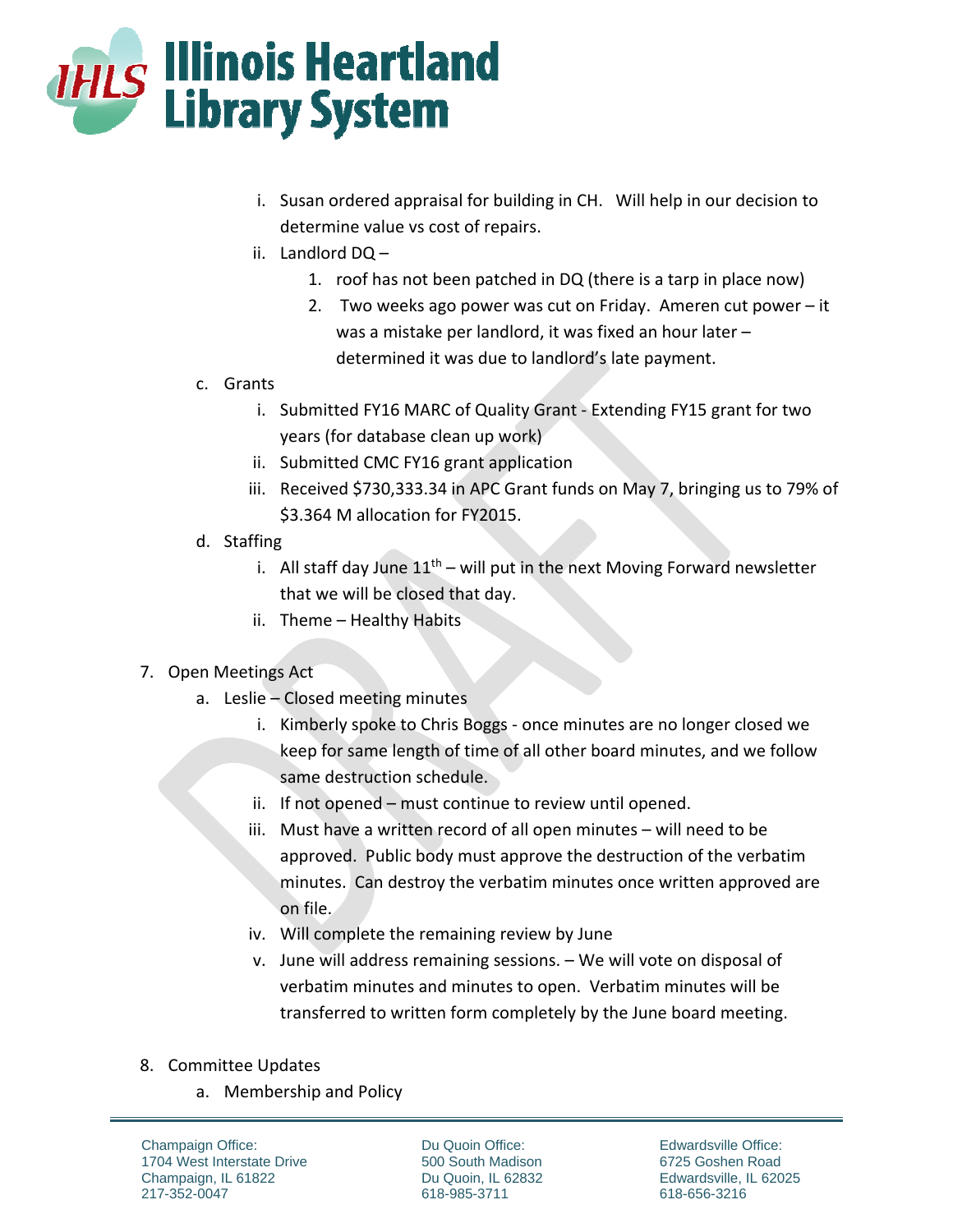i. Susan ordered appraisal for building in CH. Will help in our decision to determine value vs cost of repairs.

ii. Landlord DQ –

1. roof has not been patched in DQ (there is a tarp in place now)
2. Two weeks ago power was cut on Friday. Ameren cut power – it was a mistake per landlord, it was fixed an hour later – determined it was due to landlord's late payment.

c. Grants

i. Submitted FY16 MARC of Quality Grant - Extending FY15 grant for two years (for database clean up work)

ii. Submitted CMC FY16 grant application

iii. Received $730,333.34 in APC Grant funds on May 7, bringing us to 79% of $3.364 M allocation for FY2015.

d. Staffing

i. All staff day June 11th – will put in the next Moving Forward newsletter that we will be closed that day.

ii. Theme – Healthy Habits

7. Open Meetings Act

a. Leslie – Closed meeting minutes

i. Kimberly spoke to Chris Boggs - once minutes are no longer closed we keep for same length of time of all other board minutes, and we follow same destruction schedule.

ii. If not opened – must continue to review until opened.

iii. Must have a written record of all open minutes – will need to be approved. Public body must approve the destruction of the verbatim minutes. Can destroy the verbatim minutes once written approved are on file.

iv. Will complete the remaining review by June

v. June will address remaining sessions. – We will vote on disposal of verbatim minutes and minutes to open. Verbatim minutes will be transferred to written form completely by the June board meeting.

8. Committee Updates

a. Membership and Policy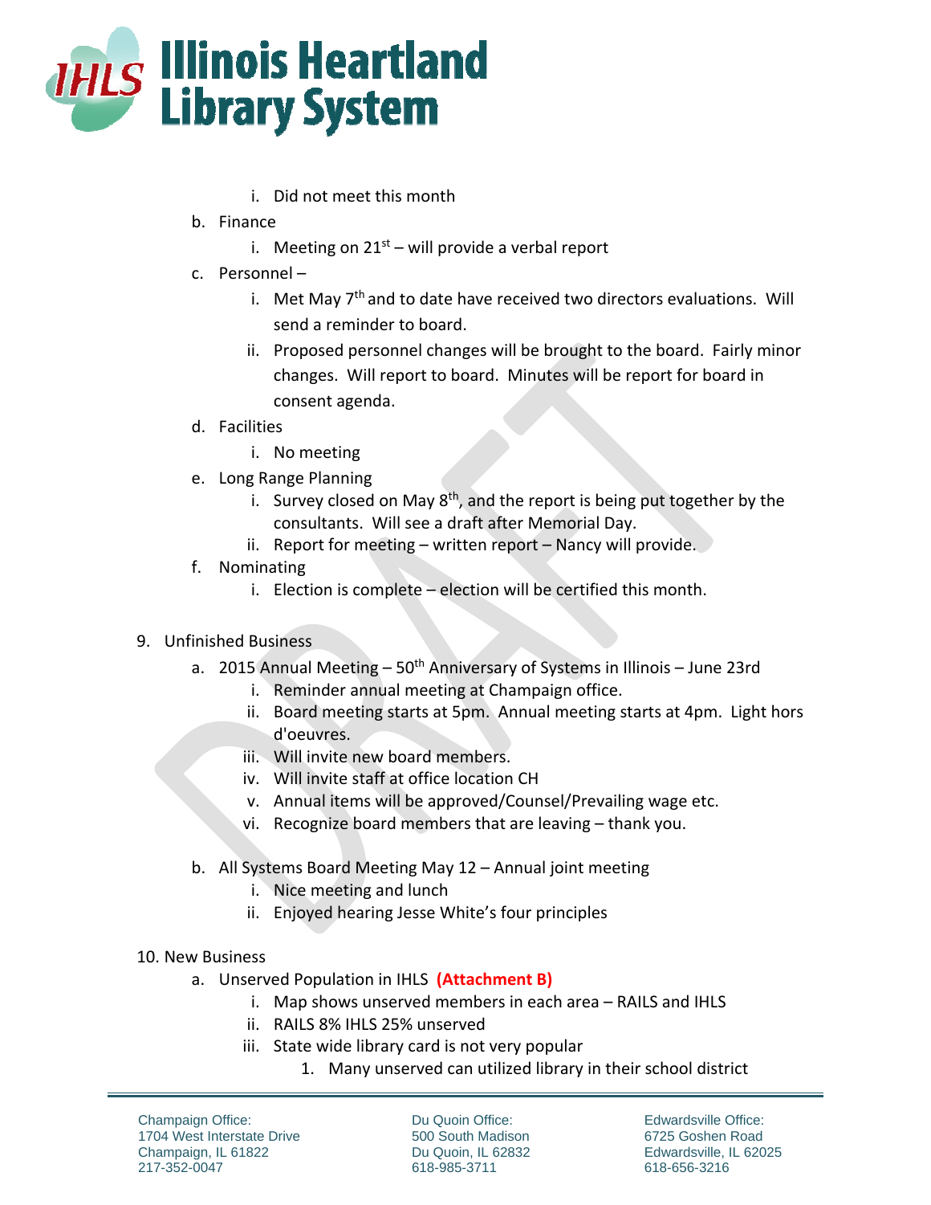i. Did not meet this month

b. Finance
   i. Meeting on 21st – will provide a verbal report

c. Personnel –
   i. Met May 7th and to date have received two directors evaluations. Will send a reminder to board.
   ii. Proposed personnel changes will be brought to the board. Fairly minor changes. Will report to board. Minutes will be report for board in consent agenda.

d. Facilities
   i. No meeting

e. Long Range Planning
   i. Survey closed on May 8th, and the report is being put together by the consultants. Will see a draft after Memorial Day.
   ii. Report for meeting – written report – Nancy will provide.

f. Nominating
   i. Election is complete – election will be certified this month.

9. Unfinished Business
   a. 2015 Annual Meeting – 50th Anniversary of Systems in Illinois – June 23rd
      i. Reminder annual meeting at Champaign office.
      ii. Board meeting starts at 5pm. Annual meeting starts at 4pm. Light hors d'oeuvres.
      iii. Will invite new board members.
      iv. Will invite staff at office location CH
      v. Annual items will be approved/Counsel/Prevailing wage etc.
      vi. Recognize board members that are leaving – thank you.

   b. All Systems Board Meeting May 12 – Annual joint meeting
      i. Nice meeting and lunch
      ii. Enjoyed hearing Jesse White's four principles

10. New Business
   a. Unserved Population in IHLS **(Attachment B)**
      i. Map shows unserved members in each area – RAILS and IHLS
      ii. RAILS 8% IHLS 25% unserved
      iii. State wide library card is not very popular
         1. Many unserved can utilized library in their school district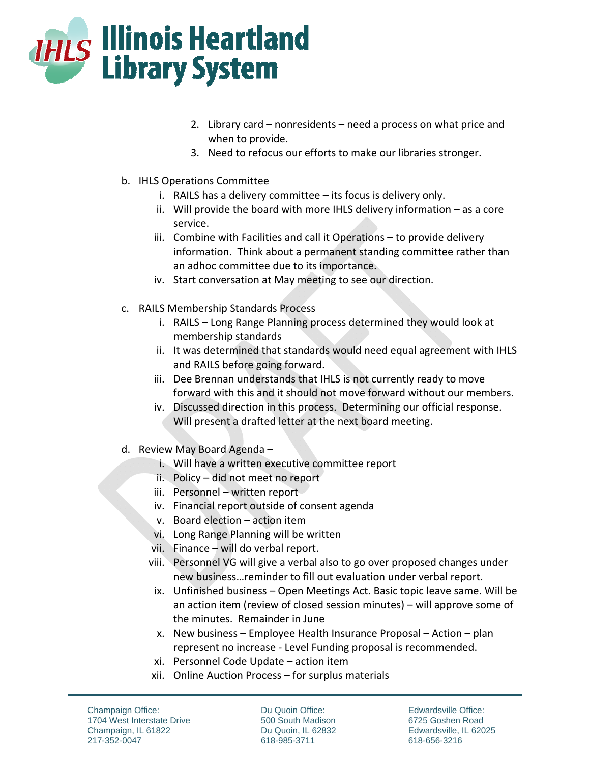2. Library card – nonresidents – need a process on what price and when to provide.
3. Need to refocus our efforts to make our libraries stronger.

b. IHLS Operations Committee
   i. RAILS has a delivery committee – its focus is delivery only.
   ii. Will provide the board with more IHLS delivery information – as a core service.
   iii. Combine with Facilities and call it Operations – to provide delivery information. Think about a permanent standing committee rather than an adhoc committee due to its importance.
   iv. Start conversation at May meeting to see our direction.

c. RAILS Membership Standards Process
   i. RAILS – Long Range Planning process determined they would look at membership standards
   ii. It was determined that standards would need equal agreement with IHLS and RAILS before going forward.
   iii. Dee Brennan understands that IHLS is not currently ready to move forward with this and it should not move forward without our members.
   iv. Discussed direction in this process. Determining our official response. Will present a drafted letter at the next board meeting.

d. Review May Board Agenda –
   i. Will have a written executive committee report
   ii. Policy – did not meet no report
   iii. Personnel – written report
   iv. Financial report outside of consent agenda
   v. Board election – action item
   vi. Long Range Planning will be written
   vii. Finance – will do verbal report.
   viii. Personnel VG will give a verbal also to go over proposed changes under new business…reminder to fill out evaluation under verbal report.
   ix. Unfinished business – Open Meetings Act. Basic topic leave same. Will be an action item (review of closed session minutes) – will approve some of the minutes. Remainder in June
   x. New business – Employee Health Insurance Proposal – Action – plan represent no increase - Level Funding proposal is recommended.
   xi. Personnel Code Update – action item
   xii. Online Auction Process – for surplus materials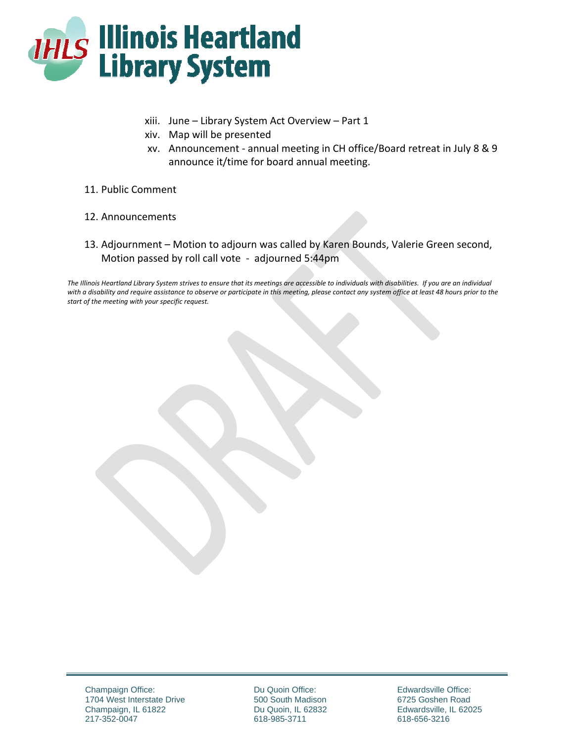xiii. June – Library System Act Overview – Part 1

xiv. Map will be presented

xv. Announcement - annual meeting in CH office/Board retreat in July 8 & 9 announce it/time for board annual meeting.

11. Public Comment

12. Announcements

13. Adjournment – Motion to adjourn was called by Karen Bounds, Valerie Green second, Motion passed by roll call vote - adjourned 5:44pm

*The Illinois Heartland Library System strives to ensure that its meetings are accessible to individuals with disabilities. If you are an individual with a disability and require assistance to observe or participate in this meeting, please contact any system office at least 48 hours prior to the start of the meeting with your specific request.*